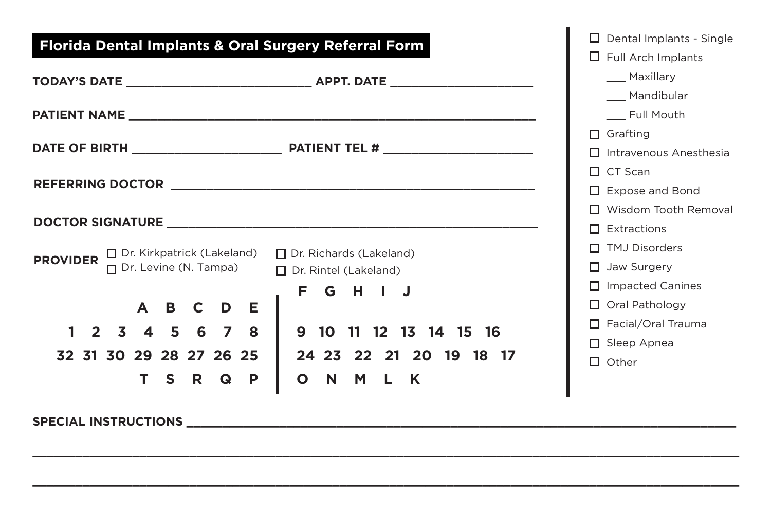# Florida Dental Implants & Oral Surgery Referral Form

**TODAY'S DATE** ______________________ **APPT. DATE** ______________________

**PATIENT NAME** ____________________________________________

**DATE OF BIRTH** ______________________ **PATIENT TEL #** ______________________

**REFERRING DOCTOR** ____________________________________________

**DOCTOR SIGNATURE** ____________________________________________

**PROVIDER**
- ☐ Dr. Kirkpatrick (Lakeland)
- ☐ Dr. Levine (N. Tampa)
- ☐ Dr. Richards (Lakeland)
- ☐ Dr. Rintel (Lakeland)

| | | | | | | | | | | | | | | | |
|---|---|---|---|---|---|---|---|---|---|---|---|---|---|---|---|
| | | | A | B | C | D | E | F | G | H | I | J | | | |
| 1 | 2 | 3 | 4 | 5 | 6 | 7 | 8 | 9 | 10 | 11 | 12 | 13 | 14 | 15 | 16 |
| 32 | 31 | 30 | 29 | 28 | 27 | 26 | 25 | 24 | 23 | 22 | 21 | 20 | 19 | 18 | 17 |
| | | | T | S | R | Q | P | O | N | M | L | K | | | |

- ☐ Dental Implants - Single
- ☐ Full Arch Implants
  - ___ Maxillary
  - ___ Mandibular
  - ___ Full Mouth
- ☐ Grafting
- ☐ Intravenous Anesthesia
- ☐ CT Scan
- ☐ Expose and Bond
- ☐ Wisdom Tooth Removal
- ☐ Extractions
- ☐ TMJ Disorders
- ☐ Jaw Surgery
- ☐ Impacted Canines
- ☐ Oral Pathology
- ☐ Facial/Oral Trauma
- ☐ Sleep Apnea
- ☐ Other

**SPECIAL INSTRUCTIONS** ____________________________________________

____________________________________________

____________________________________________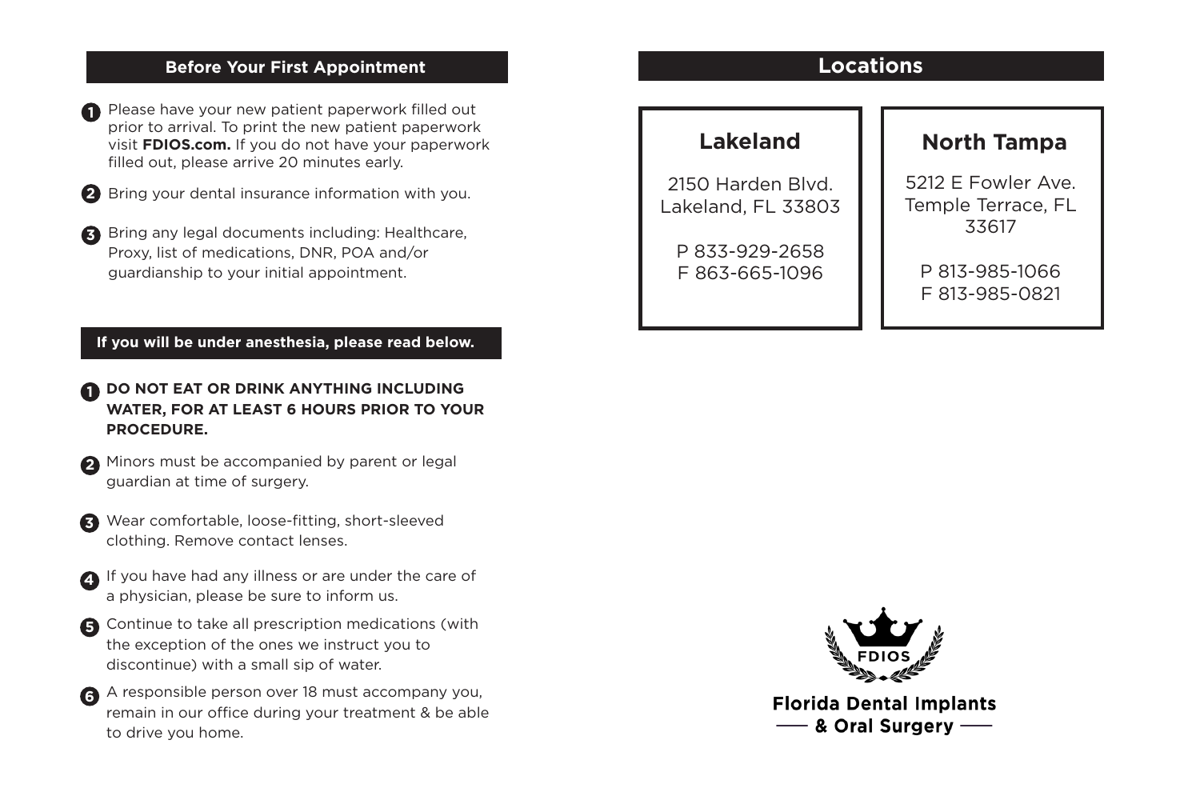## Before Your First Appointment

1. Please have your new patient paperwork filled out prior to arrival. To print the new patient paperwork visit **FDIOS.com.** If you do not have your paperwork filled out, please arrive 20 minutes early.
2. Bring your dental insurance information with you.
3. Bring any legal documents including: Healthcare, Proxy, list of medications, DNR, POA and/or guardianship to your initial appointment.

## If you will be under anesthesia, please read below.

1. **DO NOT EAT OR DRINK ANYTHING INCLUDING WATER, FOR AT LEAST 6 HOURS PRIOR TO YOUR PROCEDURE.**
2. Minors must be accompanied by parent or legal guardian at time of surgery.
3. Wear comfortable, loose-fitting, short-sleeved clothing. Remove contact lenses.
4. If you have had any illness or are under the care of a physician, please be sure to inform us.
5. Continue to take all prescription medications (with the exception of the ones we instruct you to discontinue) with a small sip of water.
6. A responsible person over 18 must accompany you, remain in our office during your treatment & be able to drive you home.

## Locations

### Lakeland

2150 Harden Blvd.
Lakeland, FL 33803

P 833-929-2658
F 863-665-1096

### North Tampa

5212 E Fowler Ave.
Temple Terrace, FL 33617

P 813-985-1066
F 813-985-0821

FDIOS

**Florida Dental Implants & Oral Surgery**